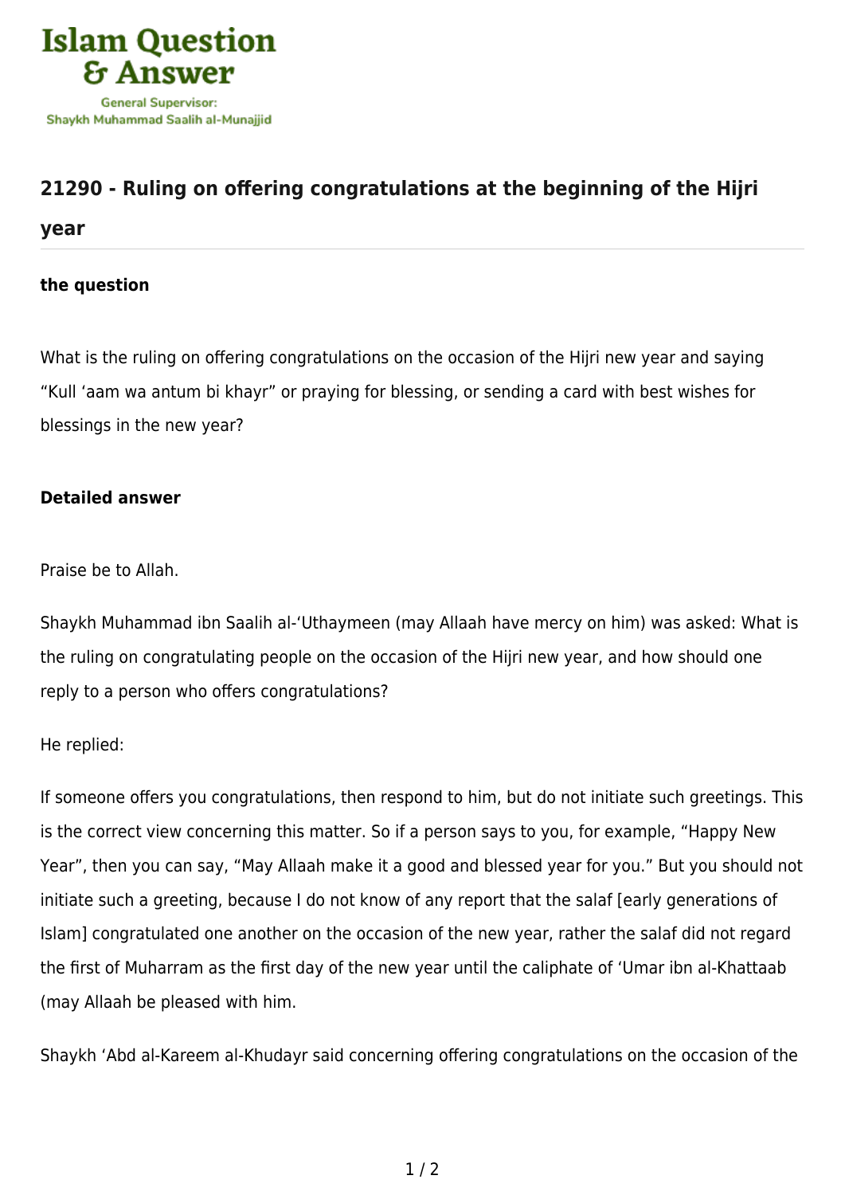Islam Question & Answer

General Supervisor: Shaykh Muhammad Saalih al-Munajjid

## 21290 - Ruling on offering congratulations at the beginning of the Hijri year

### the question

What is the ruling on offering congratulations on the occasion of the Hijri new year and saying "Kull 'aam wa antum bi khayr" or praying for blessing, or sending a card with best wishes for blessings in the new year?

### Detailed answer

Praise be to Allah.

Shaykh Muhammad ibn Saalih al-'Uthaymeen (may Allaah have mercy on him) was asked: What is the ruling on congratulating people on the occasion of the Hijri new year, and how should one reply to a person who offers congratulations?

He replied:

If someone offers you congratulations, then respond to him, but do not initiate such greetings. This is the correct view concerning this matter. So if a person says to you, for example, "Happy New Year", then you can say, "May Allaah make it a good and blessed year for you." But you should not initiate such a greeting, because I do not know of any report that the salaf [early generations of Islam] congratulated one another on the occasion of the new year, rather the salaf did not regard the first of Muharram as the first day of the new year until the caliphate of 'Umar ibn al-Khattaab (may Allaah be pleased with him.

Shaykh 'Abd al-Kareem al-Khudayr said concerning offering congratulations on the occasion of the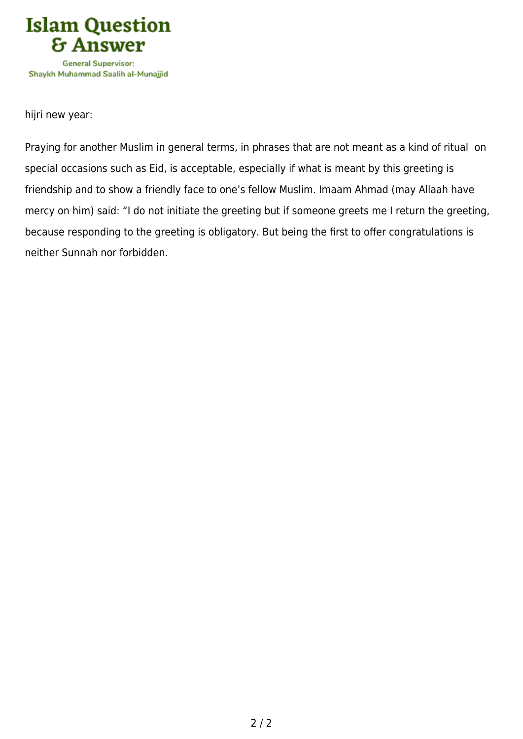hijri new year:

Praying for another Muslim in general terms, in phrases that are not meant as a kind of ritual on special occasions such as Eid, is acceptable, especially if what is meant by this greeting is friendship and to show a friendly face to one's fellow Muslim. Imaam Ahmad (may Allaah have mercy on him) said: "I do not initiate the greeting but if someone greets me I return the greeting, because responding to the greeting is obligatory. But being the first to offer congratulations is neither Sunnah nor forbidden.